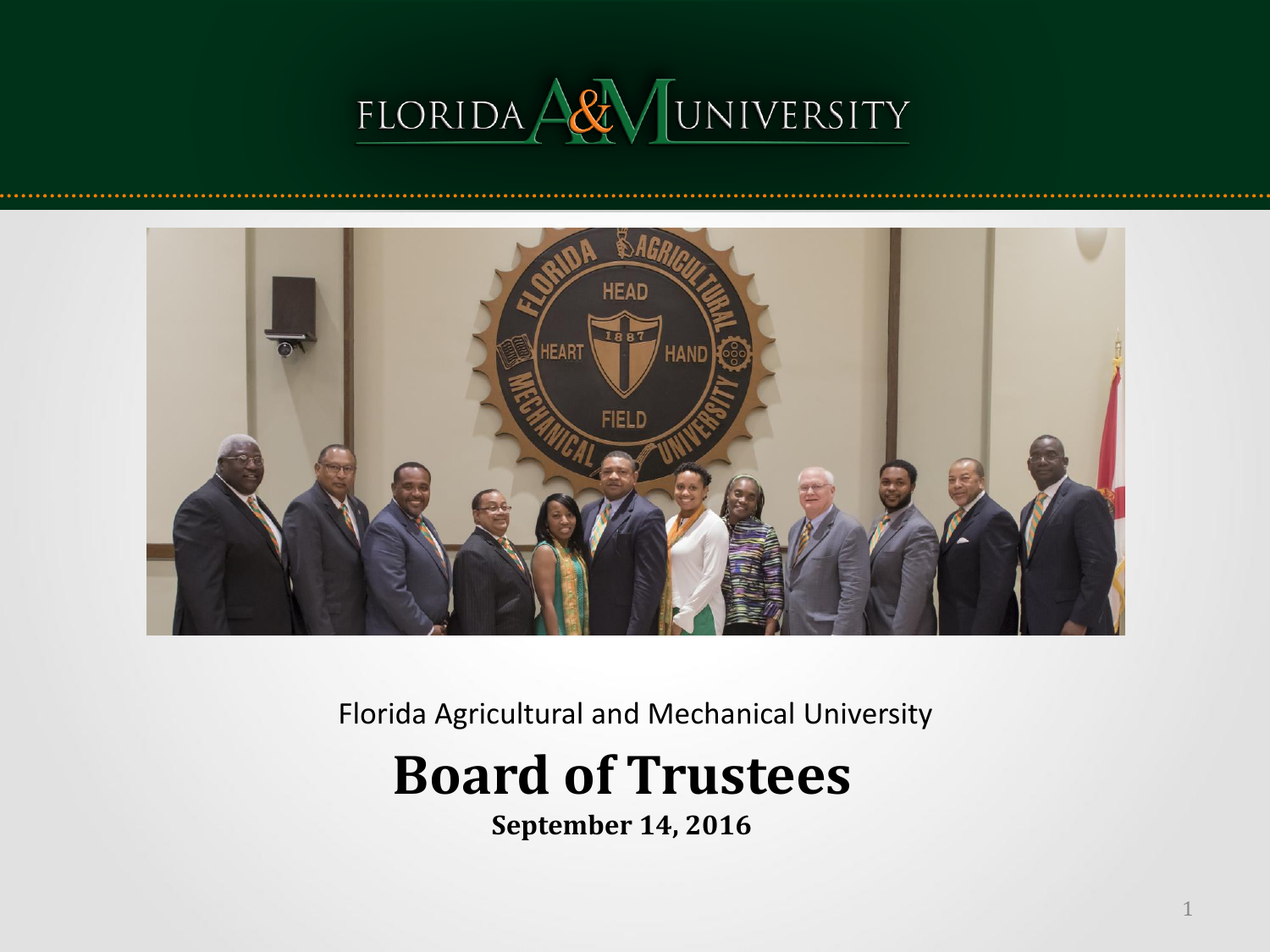FLORIDA A&M UNIVERSITY

Florida Agricultural and Mechanical University

# Board of Trustees

**September 14, 2016**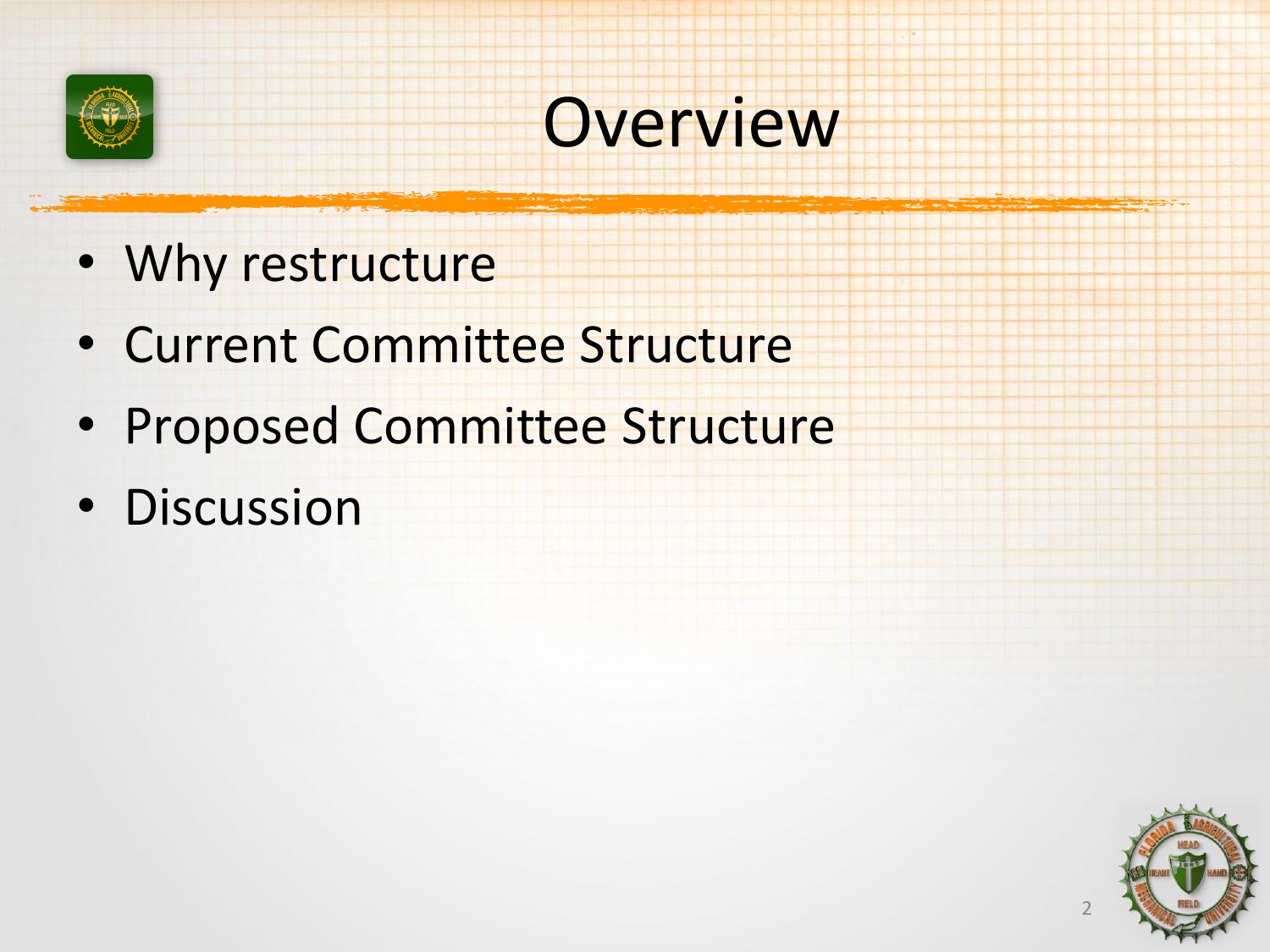# Overview

- Why restructure
- Current Committee Structure
- Proposed Committee Structure
- Discussion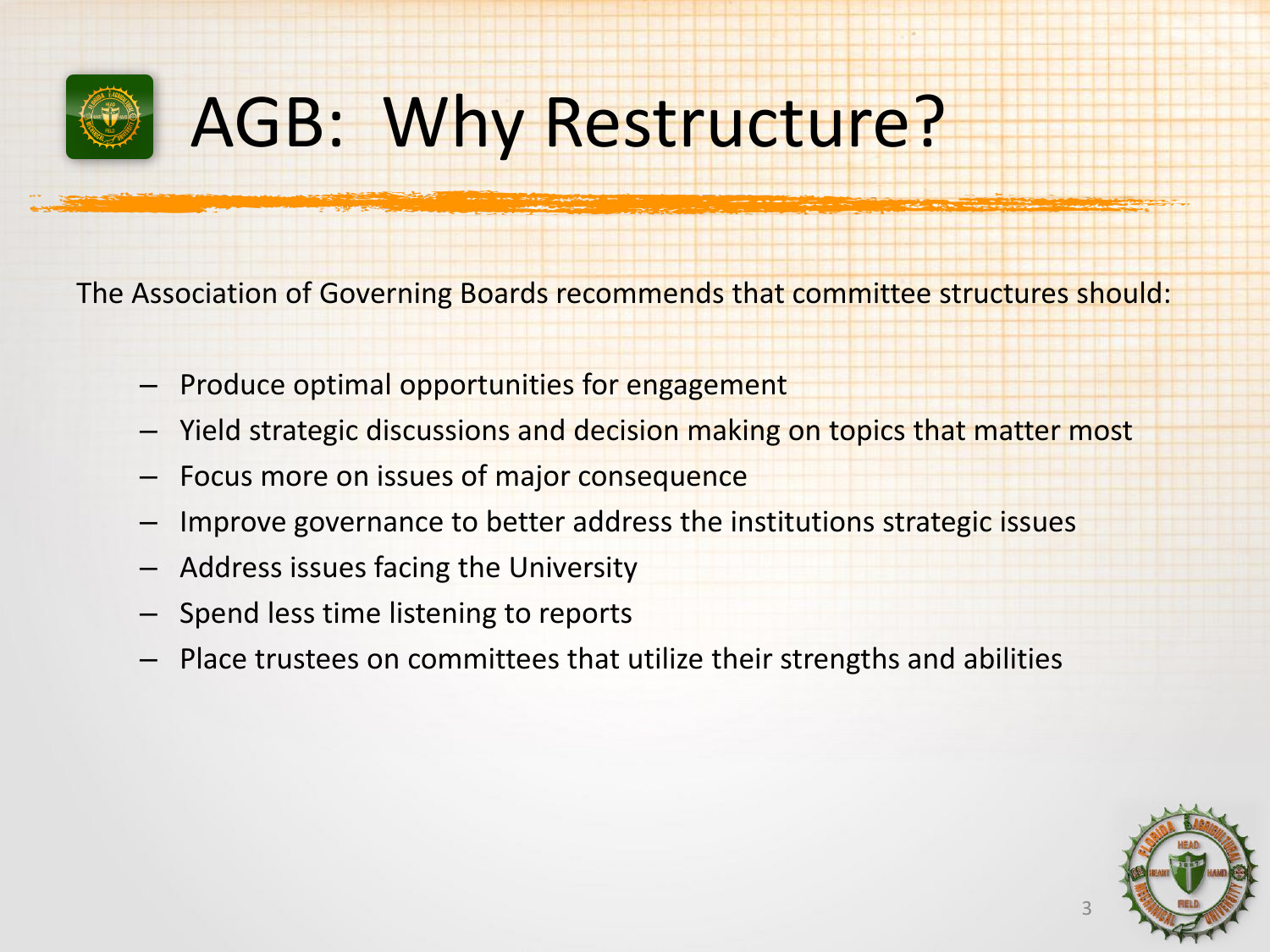# AGB: Why Restructure?

The Association of Governing Boards recommends that committee structures should:

- Produce optimal opportunities for engagement
- Yield strategic discussions and decision making on topics that matter most
- Focus more on issues of major consequence
- Improve governance to better address the institutions strategic issues
- Address issues facing the University
- Spend less time listening to reports
- Place trustees on committees that utilize their strengths and abilities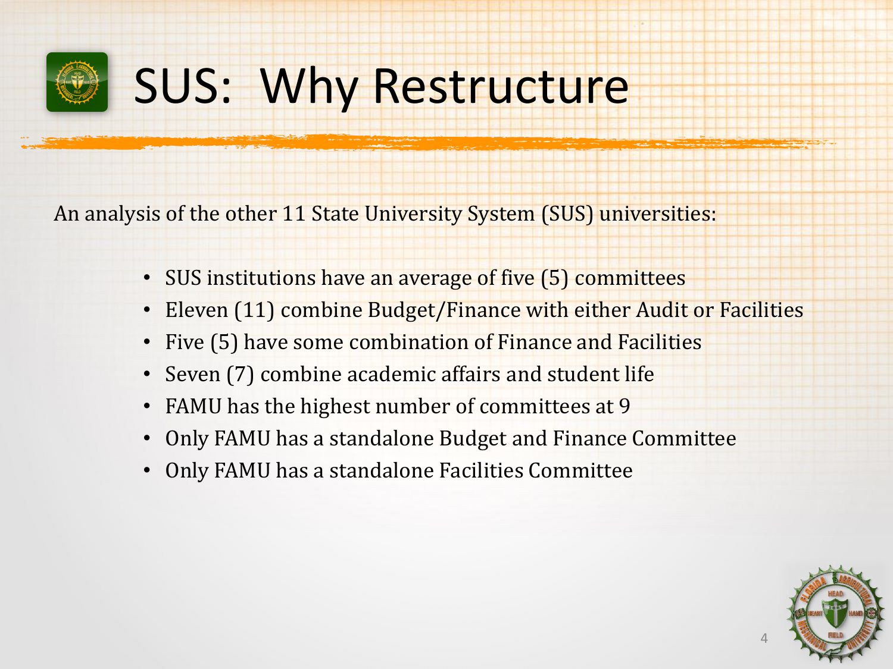# SUS: Why Restructure

An analysis of the other 11 State University System (SUS) universities:

- SUS institutions have an average of five (5) committees
- Eleven (11) combine Budget/Finance with either Audit or Facilities
- Five (5) have some combination of Finance and Facilities
- Seven (7) combine academic affairs and student life
- FAMU has the highest number of committees at 9
- Only FAMU has a standalone Budget and Finance Committee
- Only FAMU has a standalone Facilities Committee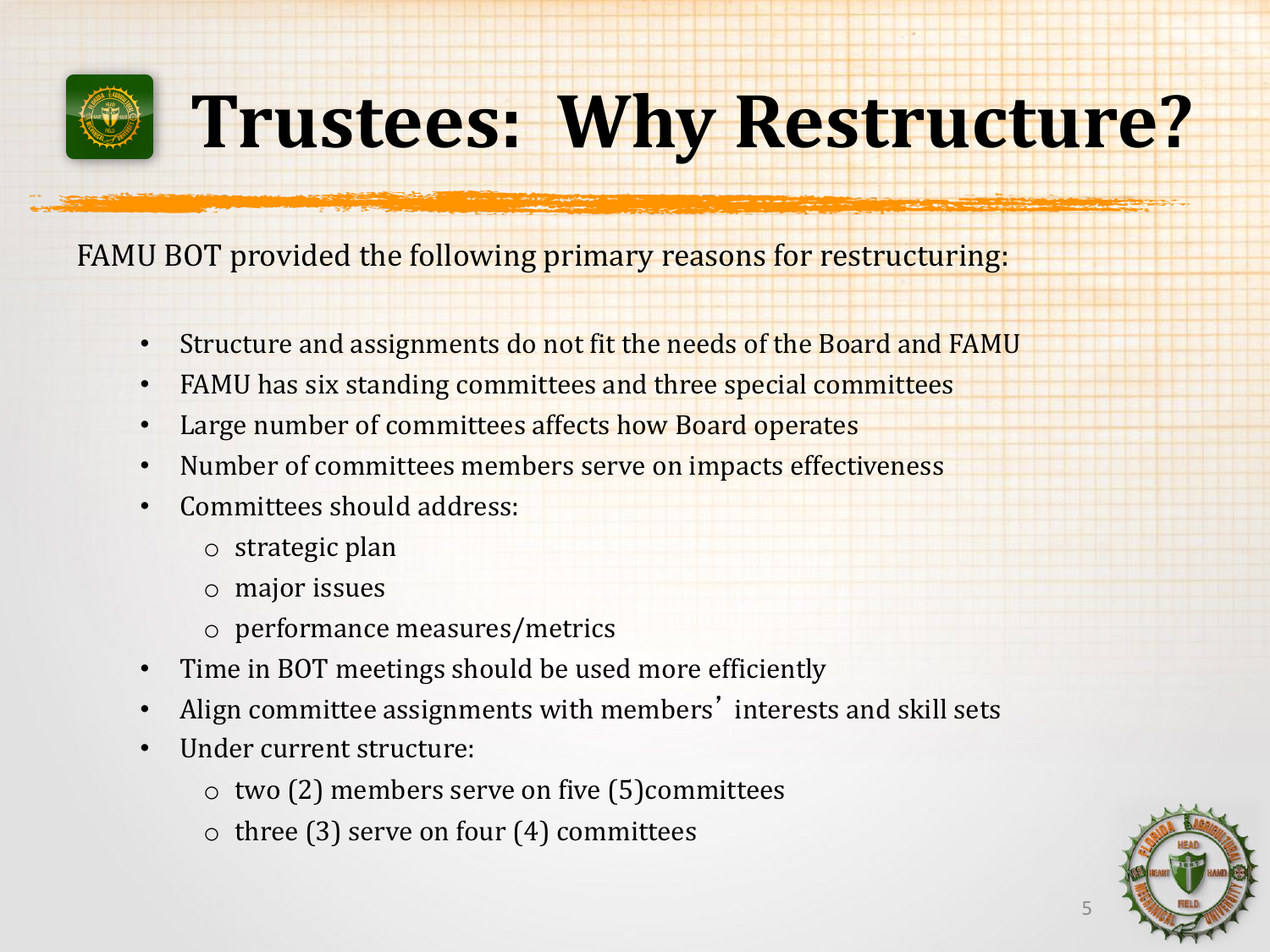# Trustees: Why Restructure?

FAMU BOT provided the following primary reasons for restructuring:

- Structure and assignments do not fit the needs of the Board and FAMU
- FAMU has six standing committees and three special committees
- Large number of committees affects how Board operates
- Number of committees members serve on impacts effectiveness
- Committees should address:
  - strategic plan
  - major issues
  - performance measures/metrics
- Time in BOT meetings should be used more efficiently
- Align committee assignments with members' interests and skill sets
- Under current structure:
  - two (2) members serve on five (5)committees
  - three (3) serve on four (4) committees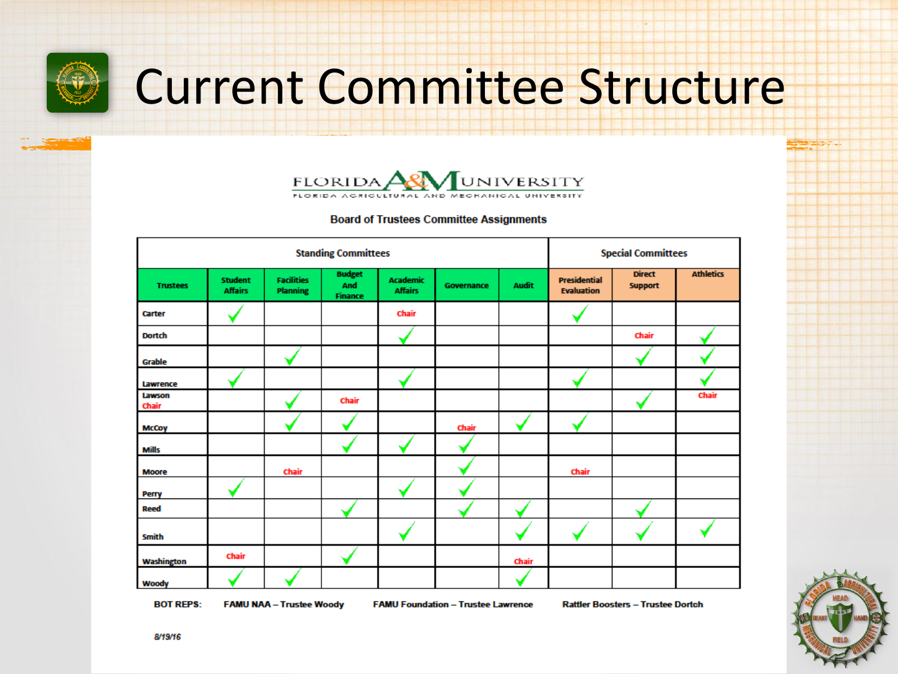# Current Committee Structure

FLORIDA A&M UNIVERSITY

FLORIDA AGRICULTURAL AND MECHANICAL UNIVERSITY

**Board of Trustees Committee Assignments**

| | Standing Committees | | | | | | Special Committees | | |
|---|---|---|---|---|---|---|---|---|---|
| **Trustees** | **Student Affairs** | **Facilities Planning** | **Budget And Finance** | **Academic Affairs** | **Governance** | **Audit** | **Presidential Evaluation** | **Direct Support** | **Athletics** |
| Carter | ✓ | | | Chair | | | ✓ | | |
| Dortch | | | | ✓ | | | | Chair | ✓ |
| Grable | | ✓ | | | | | | ✓ | ✓ |
| Lawrence | ✓ | | | ✓ | | | ✓ | | ✓ |
| Lawson Chair | | ✓ | Chair | | | | | ✓ | Chair |
| McCoy | | ✓ | ✓ | | Chair | ✓ | ✓ | | |
| Mills | | | ✓ | ✓ | ✓ | | | | |
| Moore | | Chair | | | ✓ | | Chair | | |
| Perry | ✓ | | | ✓ | ✓ | | | | |
| Reed | | | ✓ | | ✓ | ✓ | | ✓ | |
| Smith | | | | ✓ | | ✓ | ✓ | ✓ | ✓ |
| Washington | Chair | | ✓ | | | Chair | | | |
| Woody | ✓ | ✓ | | | | ✓ | | | |

**BOT REPS:** **FAMU NAA – Trustee Woody** **FAMU Foundation – Trustee Lawrence** **Rattler Boosters – Trustee Dortch**

*8/19/16*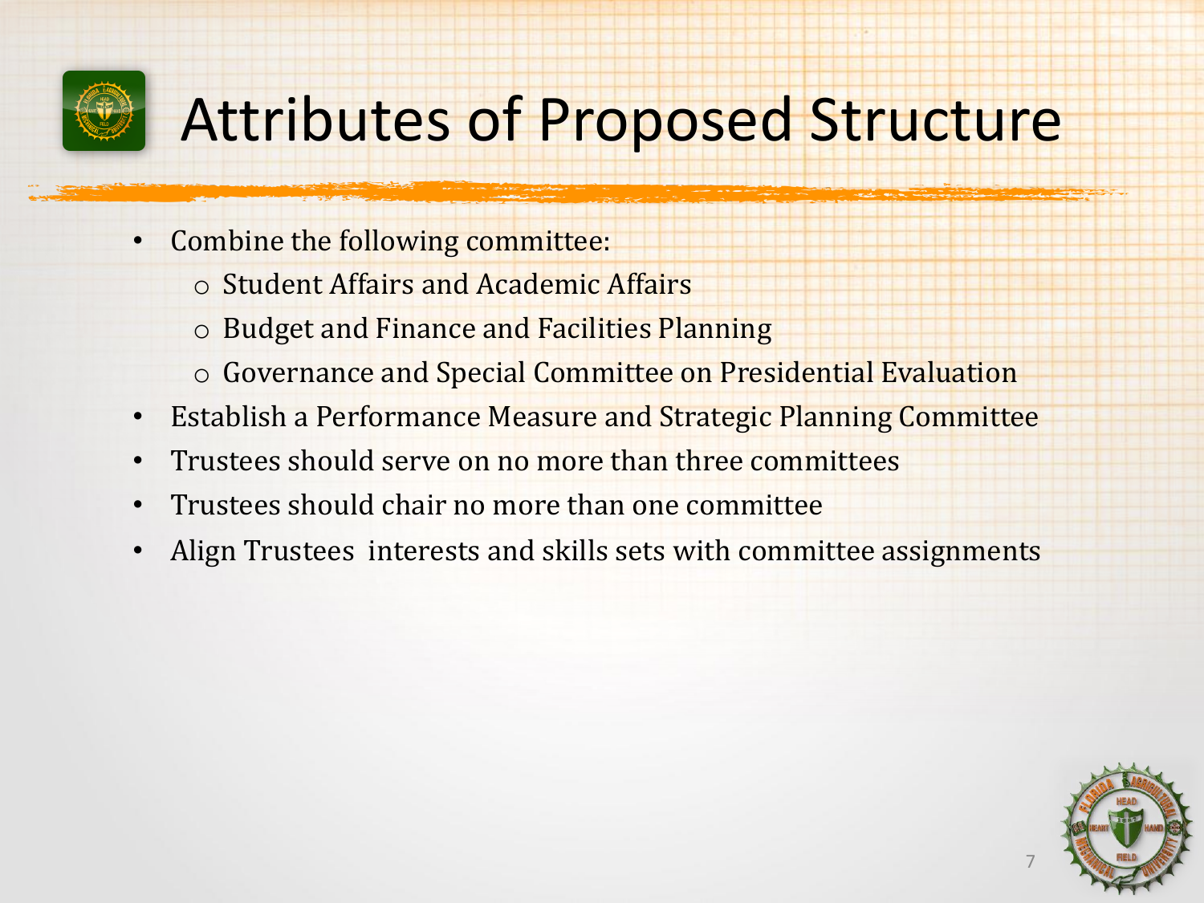# Attributes of Proposed Structure

- Combine the following committee:
  - Student Affairs and Academic Affairs
  - Budget and Finance and Facilities Planning
  - Governance and Special Committee on Presidential Evaluation
- Establish a Performance Measure and Strategic Planning Committee
- Trustees should serve on no more than three committees
- Trustees should chair no more than one committee
- Align Trustees interests and skills sets with committee assignments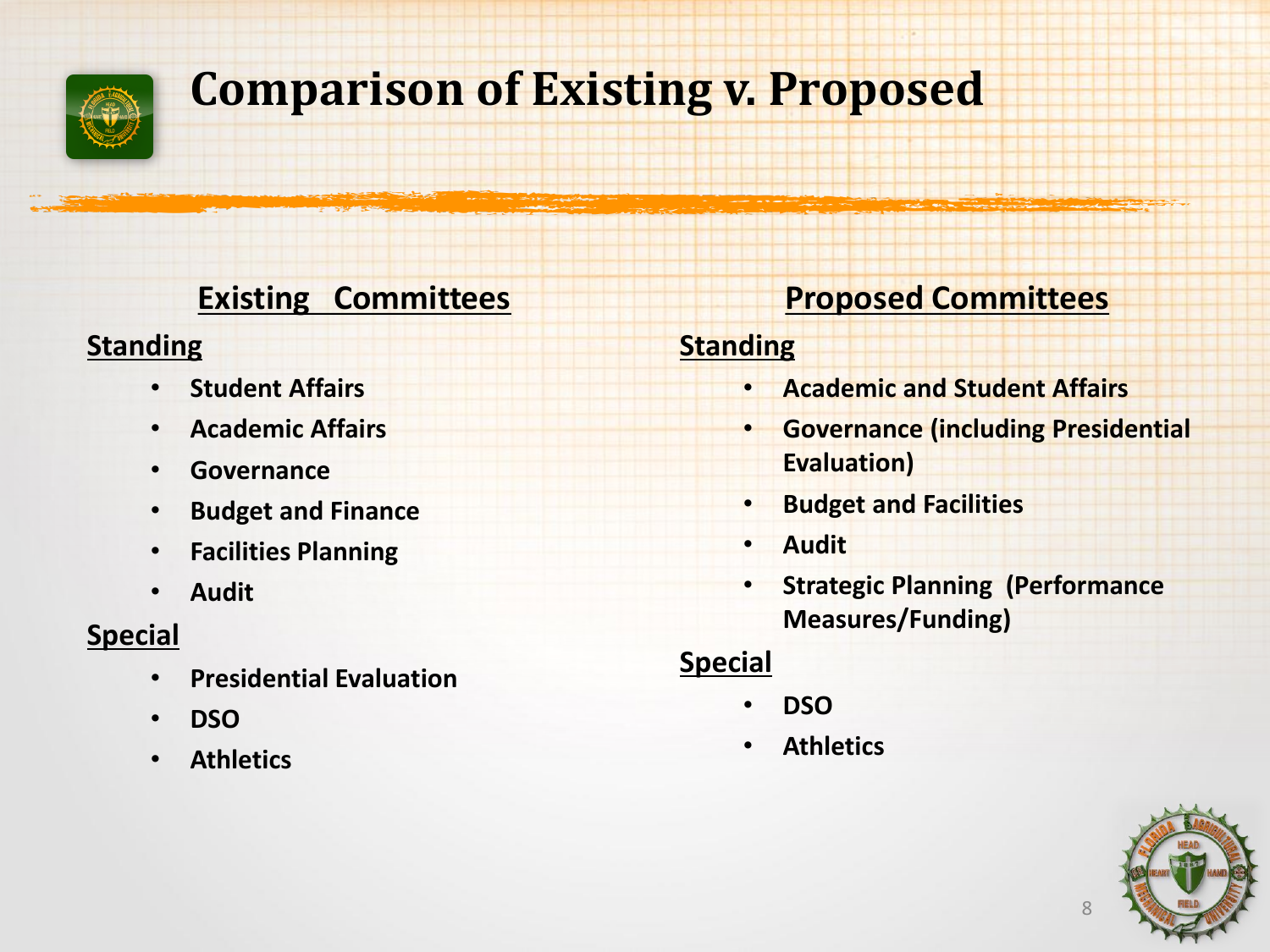# Comparison of Existing v. Proposed

## Existing Committees

**Standing**

- Student Affairs
- Academic Affairs
- Governance
- Budget and Finance
- Facilities Planning
- Audit

**Special**

- Presidential Evaluation
- DSO
- Athletics

## Proposed Committees

**Standing**

- Academic and Student Affairs
- Governance (including Presidential Evaluation)
- Budget and Facilities
- Audit
- Strategic Planning (Performance Measures/Funding)

**Special**

- DSO
- Athletics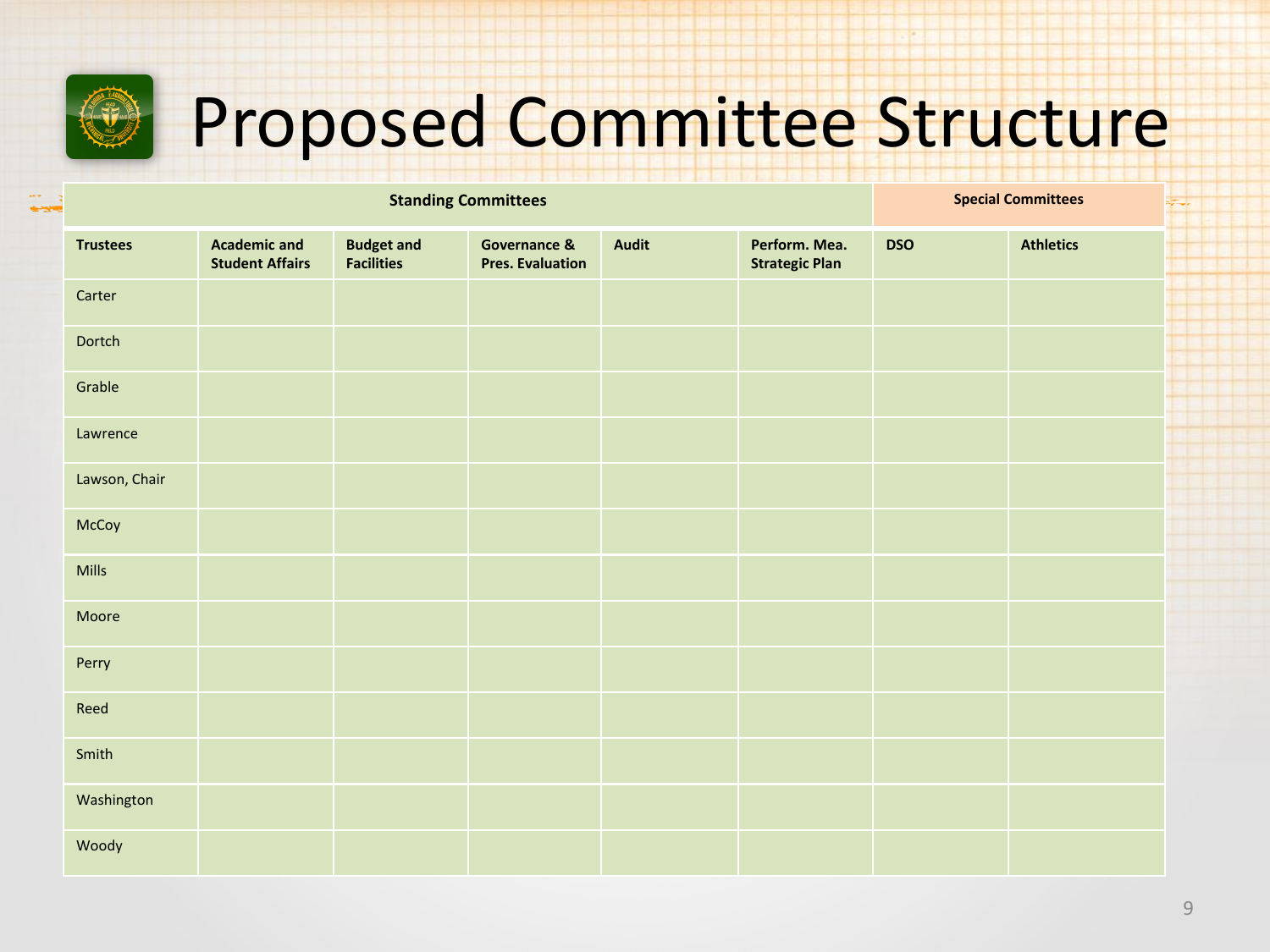# Proposed Committee Structure

| | Standing Committees | | | | | Special Committees | |
|---|---|---|---|---|---|---|---|
| **Trustees** | **Academic and Student Affairs** | **Budget and Facilities** | **Governance & Pres. Evaluation** | **Audit** | **Perform. Mea. Strategic Plan** | **DSO** | **Athletics** |
| Carter | | | | | | | |
| Dortch | | | | | | | |
| Grable | | | | | | | |
| Lawrence | | | | | | | |
| Lawson, Chair | | | | | | | |
| McCoy | | | | | | | |
| Mills | | | | | | | |
| Moore | | | | | | | |
| Perry | | | | | | | |
| Reed | | | | | | | |
| Smith | | | | | | | |
| Washington | | | | | | | |
| Woody | | | | | | | |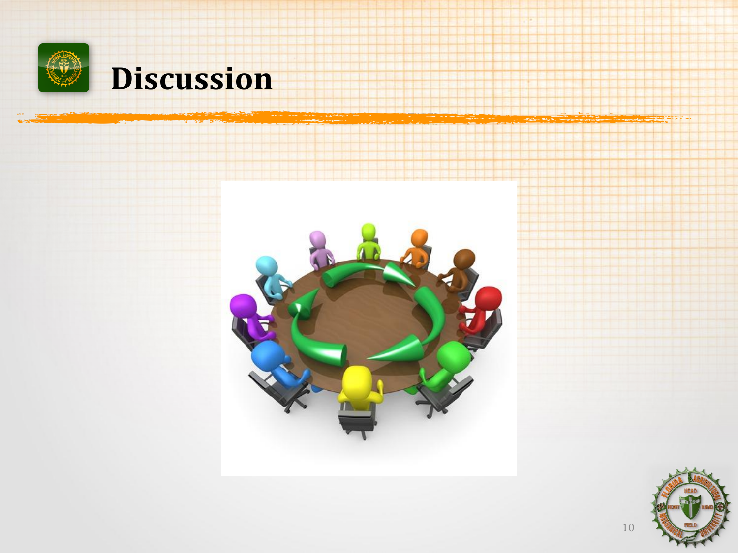# Discussion